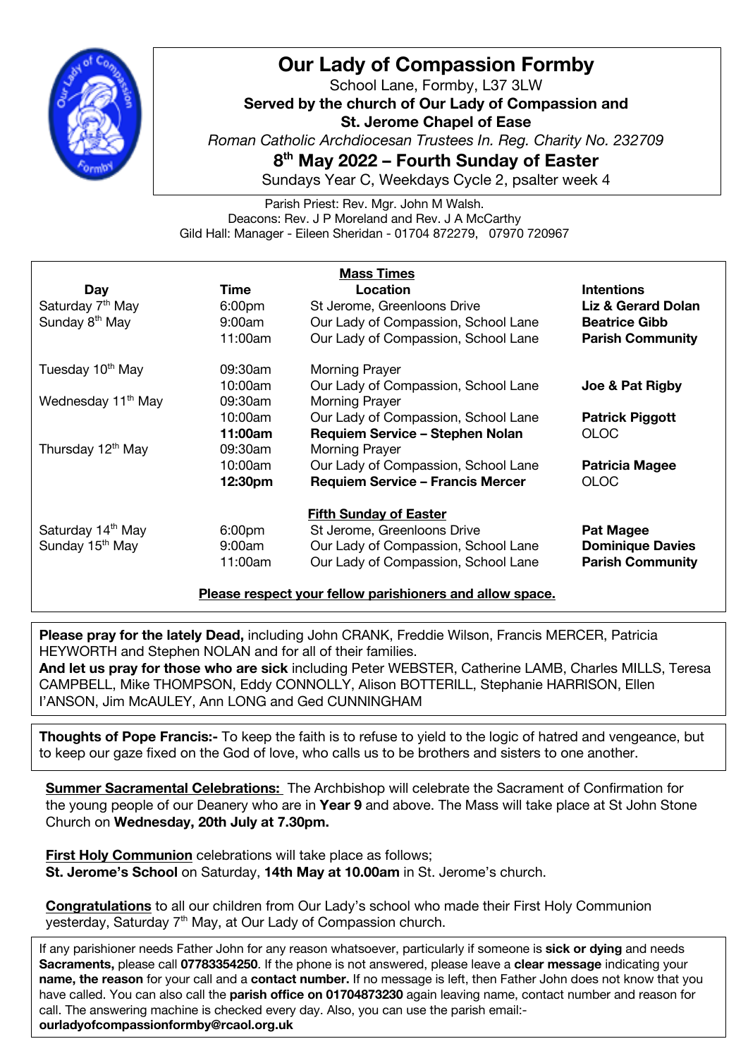# Our Lady of Compassion Formby

School Lane, Formby, L37 3LW

**Served by the church of Our Lady of Compassion and**
**St. Jerome Chapel of Ease**

*Roman Catholic Archdiocesan Trustees In. Reg. Charity No. 232709*

## 8th May 2022 – Fourth Sunday of Easter

Sundays Year C, Weekdays Cycle 2, psalter week 4

Parish Priest: Rev. Mgr. John M Walsh.
Deacons: Rev. J P Moreland and Rev. J A McCarthy
Gild Hall: Manager - Eileen Sheridan - 01704 872279, 07970 720967

**Mass Times**

| Day | Time | Location | Intentions |
|---|---|---|---|
| Saturday 7th May | 6:00pm | St Jerome, Greenloons Drive | **Liz & Gerard Dolan** |
| Sunday 8th May | 9:00am | Our Lady of Compassion, School Lane | **Beatrice Gibb** |
| | 11:00am | Our Lady of Compassion, School Lane | **Parish Community** |
| Tuesday 10th May | 09:30am | Morning Prayer | |
| | 10:00am | Our Lady of Compassion, School Lane | **Joe & Pat Rigby** |
| Wednesday 11th May | 09:30am | Morning Prayer | |
| | 10:00am | Our Lady of Compassion, School Lane | **Patrick Piggott** |
| | **11:00am** | **Requiem Service – Stephen Nolan** | OLOC |
| Thursday 12th May | 09:30am | Morning Prayer | |
| | 10:00am | Our Lady of Compassion, School Lane | **Patricia Magee** |
| | **12:30pm** | **Requiem Service – Francis Mercer** | OLOC |
| | | **Fifth Sunday of Easter** | |
| Saturday 14th May | 6:00pm | St Jerome, Greenloons Drive | **Pat Magee** |
| Sunday 15th May | 9:00am | Our Lady of Compassion, School Lane | **Dominique Davies** |
| | 11:00am | Our Lady of Compassion, School Lane | **Parish Community** |

**Please respect your fellow parishioners and allow space.**

**Please pray for the lately Dead,** including John CRANK, Freddie Wilson, Francis MERCER, Patricia HEYWORTH and Stephen NOLAN and for all of their families.
**And let us pray for those who are sick** including Peter WEBSTER, Catherine LAMB, Charles MILLS, Teresa CAMPBELL, Mike THOMPSON, Eddy CONNOLLY, Alison BOTTERILL, Stephanie HARRISON, Ellen I'ANSON, Jim McAULEY, Ann LONG and Ged CUNNINGHAM

**Thoughts of Pope Francis:-** To keep the faith is to refuse to yield to the logic of hatred and vengeance, but to keep our gaze fixed on the God of love, who calls us to be brothers and sisters to one another.

**Summer Sacramental Celebrations:** The Archbishop will celebrate the Sacrament of Confirmation for the young people of our Deanery who are in **Year 9** and above. The Mass will take place at St John Stone Church on **Wednesday, 20th July at 7.30pm.**

**First Holy Communion** celebrations will take place as follows;
**St. Jerome's School** on Saturday, **14th May at 10.00am** in St. Jerome's church.

**Congratulations** to all our children from Our Lady's school who made their First Holy Communion yesterday, Saturday 7th May, at Our Lady of Compassion church.

If any parishioner needs Father John for any reason whatsoever, particularly if someone is **sick or dying** and needs **Sacraments,** please call **07783354250**. If the phone is not answered, please leave a **clear message** indicating your **name, the reason** for your call and a **contact number.** If no message is left, then Father John does not know that you have called. You can also call the **parish office on 01704873230** again leaving name, contact number and reason for call. The answering machine is checked every day. Also, you can use the parish email:- **ourladyofcompassionformby@rcaol.org.uk**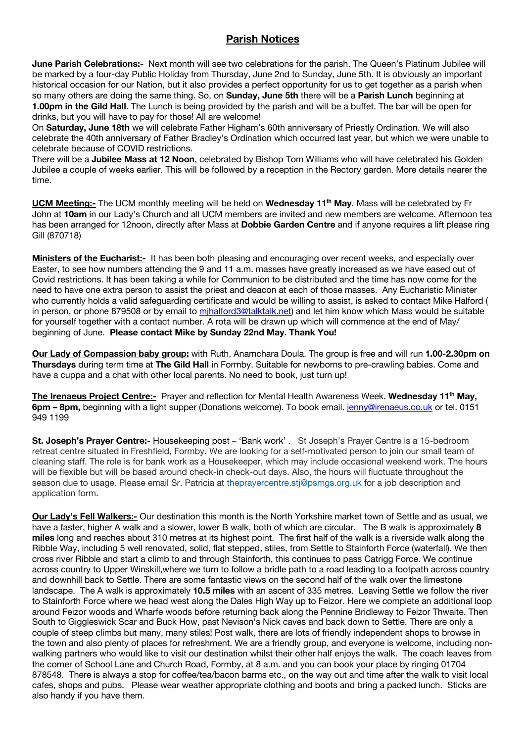## Parish Notices

**June Parish Celebrations:-** Next month will see two celebrations for the parish. The Queen's Platinum Jubilee will be marked by a four-day Public Holiday from Thursday, June 2nd to Sunday, June 5th. It is obviously an important historical occasion for our Nation, but it also provides a perfect opportunity for us to get together as a parish when so many others are doing the same thing. So, on **Sunday, June 5th** there will be a **Parish Lunch** beginning at **1.00pm in the Gild Hall**. The Lunch is being provided by the parish and will be a buffet. The bar will be open for drinks, but you will have to pay for those! All are welcome!

On **Saturday, June 18th** we will celebrate Father Higham's 60th anniversary of Priestly Ordination. We will also celebrate the 40th anniversary of Father Bradley's Ordination which occurred last year, but which we were unable to celebrate because of COVID restrictions.

There will be a **Jubilee Mass at 12 Noon**, celebrated by Bishop Tom Williams who will have celebrated his Golden Jubilee a couple of weeks earlier. This will be followed by a reception in the Rectory garden. More details nearer the time.

**UCM Meeting:-** The UCM monthly meeting will be held on **Wednesday 11th May**. Mass will be celebrated by Fr John at **10am** in our Lady's Church and all UCM members are invited and new members are welcome. Afternoon tea has been arranged for 12noon, directly after Mass at **Dobbie Garden Centre** and if anyone requires a lift please ring Gill (870718)

**Ministers of the Eucharist:-** It has been both pleasing and encouraging over recent weeks, and especially over Easter, to see how numbers attending the 9 and 11 a.m. masses have greatly increased as we have eased out of Covid restrictions. It has been taking a while for Communion to be distributed and the time has now come for the need to have one extra person to assist the priest and deacon at each of those masses. Any Eucharistic Minister who currently holds a valid safeguarding certificate and would be willing to assist, is asked to contact Mike Halford ( in person, or phone 879508 or by email to mjhalford3@talktalk.net) and let him know which Mass would be suitable for yourself together with a contact number. A rota will be drawn up which will commence at the end of May/ beginning of June. **Please contact Mike by Sunday 22nd May. Thank You!**

**Our Lady of Compassion baby group:** with Ruth, Anamchara Doula. The group is free and will run **1.00-2.30pm on Thursdays** during term time at **The Gild Hall** in Formby. Suitable for newborns to pre-crawling babies. Come and have a cuppa and a chat with other local parents. No need to book, just turn up!

**The Irenaeus Project Centre:-** Prayer and reflection for Mental Health Awareness Week. **Wednesday 11th May, 6pm – 8pm,** beginning with a light supper (Donations welcome). To book email. jenny@irenaeus.co.uk or tel. 0151 949 1199

**St. Joseph's Prayer Centre:-** Housekeeping post – 'Bank work' . St Joseph's Prayer Centre is a 15-bedroom retreat centre situated in Freshfield, Formby. We are looking for a self-motivated person to join our small team of cleaning staff. The role is for bank work as a Housekeeper, which may include occasional weekend work. The hours will be flexible but will be based around check-in check-out days. Also, the hours will fluctuate throughout the season due to usage. Please email Sr. Patricia at theprayercentre.stj@psmgs.org.uk for a job description and application form.

**Our Lady's Fell Walkers:-** Our destination this month is the North Yorkshire market town of Settle and as usual, we have a faster, higher A walk and a slower, lower B walk, both of which are circular. The B walk is approximately **8 miles** long and reaches about 310 metres at its highest point. The first half of the walk is a riverside walk along the Ribble Way, including 5 well renovated, solid, flat stepped, stiles, from Settle to Stainforth Force (waterfall). We then cross river Ribble and start a climb to and through Stainforth, this continues to pass Catrigg Force. We continue across country to Upper Winskill,where we turn to follow a bridle path to a road leading to a footpath across country and downhill back to Settle. There are some fantastic views on the second half of the walk over the limestone landscape. The A walk is approximately **10.5 miles** with an ascent of 335 metres. Leaving Settle we follow the river to Stainforth Force where we head west along the Dales High Way up to Feizor. Here we complete an additional loop around Feizor woods and Wharfe woods before returning back along the Pennine Bridleway to Feizor Thwaite. Then South to Giggleswick Scar and Buck How, past Nevison's Nick caves and back down to Settle. There are only a couple of steep climbs but many, many stiles! Post walk, there are lots of friendly independent shops to browse in the town and also plenty of places for refreshment. We are a friendly group, and everyone is welcome, including non-walking partners who would like to visit our destination whilst their other half enjoys the walk. The coach leaves from the corner of School Lane and Church Road, Formby, at 8 a.m. and you can book your place by ringing 01704 878548. There is always a stop for coffee/tea/bacon barms etc., on the way out and time after the walk to visit local cafes, shops and pubs. Please wear weather appropriate clothing and boots and bring a packed lunch. Sticks are also handy if you have them.